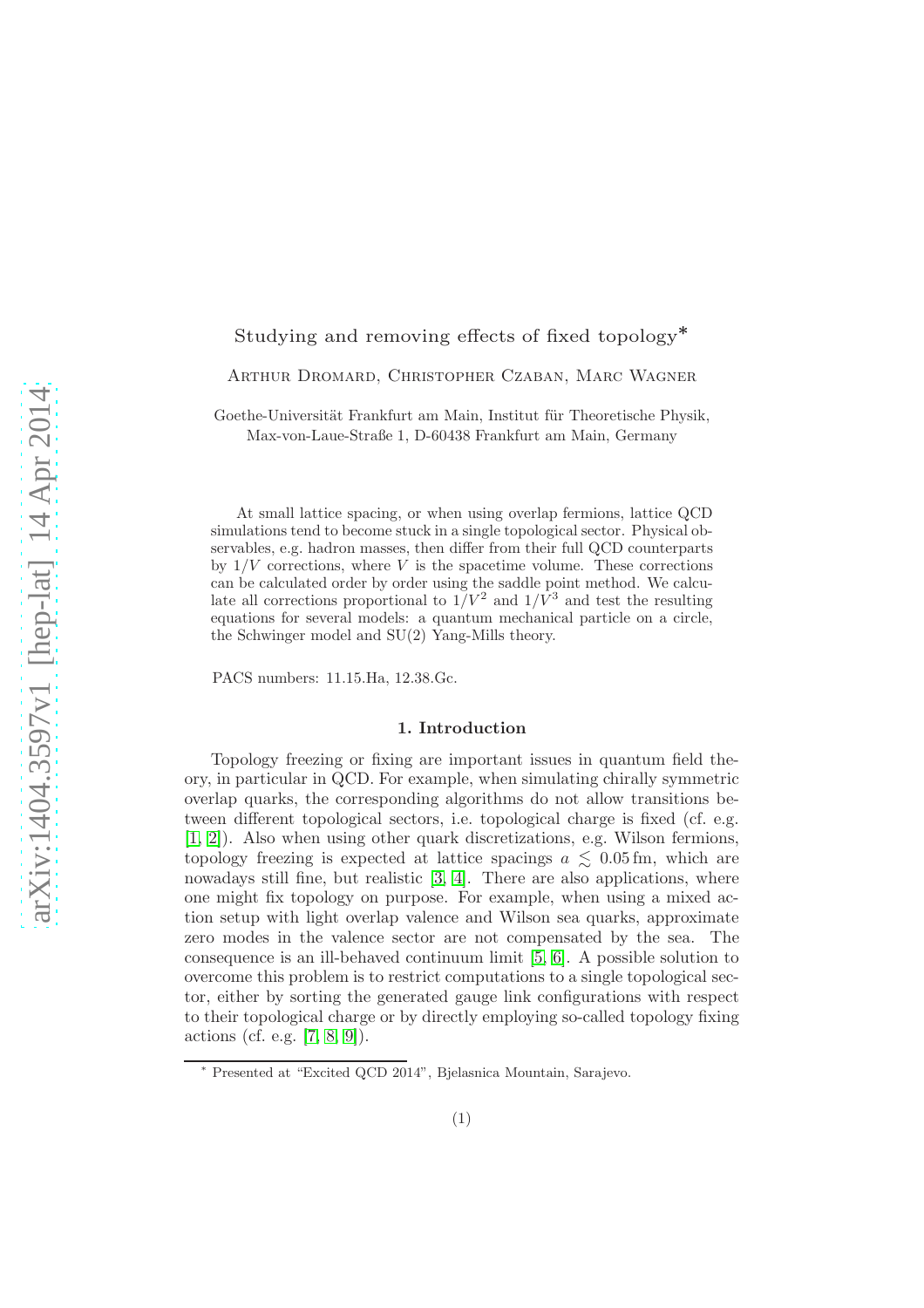# Studying and removing effects of fixed topology*

Arthur Dromard, Christopher Czaban, Marc Wagner

Goethe-Universität Frankfurt am Main, Institut für Theoretische Physik, Max-von-Laue-Straße 1, D-60438 Frankfurt am Main, Germany

At small lattice spacing, or when using overlap fermions, lattice QCD simulations tend to become stuck in a single topological sector. Physical observables, e.g. hadron masses, then differ from their full QCD counterparts by $1/V$ corrections, where $V$ is the spacetime volume. These corrections can be calculated order by order using the saddle point method. We calculate all corrections proportional to $1/V^2$ and $1/V^3$ and test the resulting equations for several models: a quantum mechanical particle on a circle, the Schwinger model and SU(2) Yang-Mills theory.

PACS numbers: 11.15.Ha, 12.38.Gc.

## 1. Introduction

Topology freezing or fixing are important issues in quantum field theory, in particular in QCD. For example, when simulating chirally symmetric overlap quarks, the corresponding algorithms do not allow transitions between different topological sectors, i.e. topological charge is fixed (cf. e.g. [1, 2]). Also when using other quark discretizations, e.g. Wilson fermions, topology freezing is expected at lattice spacings $a \lesssim 0.05\,\text{fm}$, which are nowadays still fine, but realistic [3, 4]. There are also applications, where one might fix topology on purpose. For example, when using a mixed action setup with light overlap valence and Wilson sea quarks, approximate zero modes in the valence sector are not compensated by the sea. The consequence is an ill-behaved continuum limit [5, 6]. A possible solution to overcome this problem is to restrict computations to a single topological sector, either by sorting the generated gauge link configurations with respect to their topological charge or by directly employing so-called topology fixing actions (cf. e.g. [7, 8, 9]).

* Presented at "Excited QCD 2014", Bjelasnica Mountain, Sarajevo.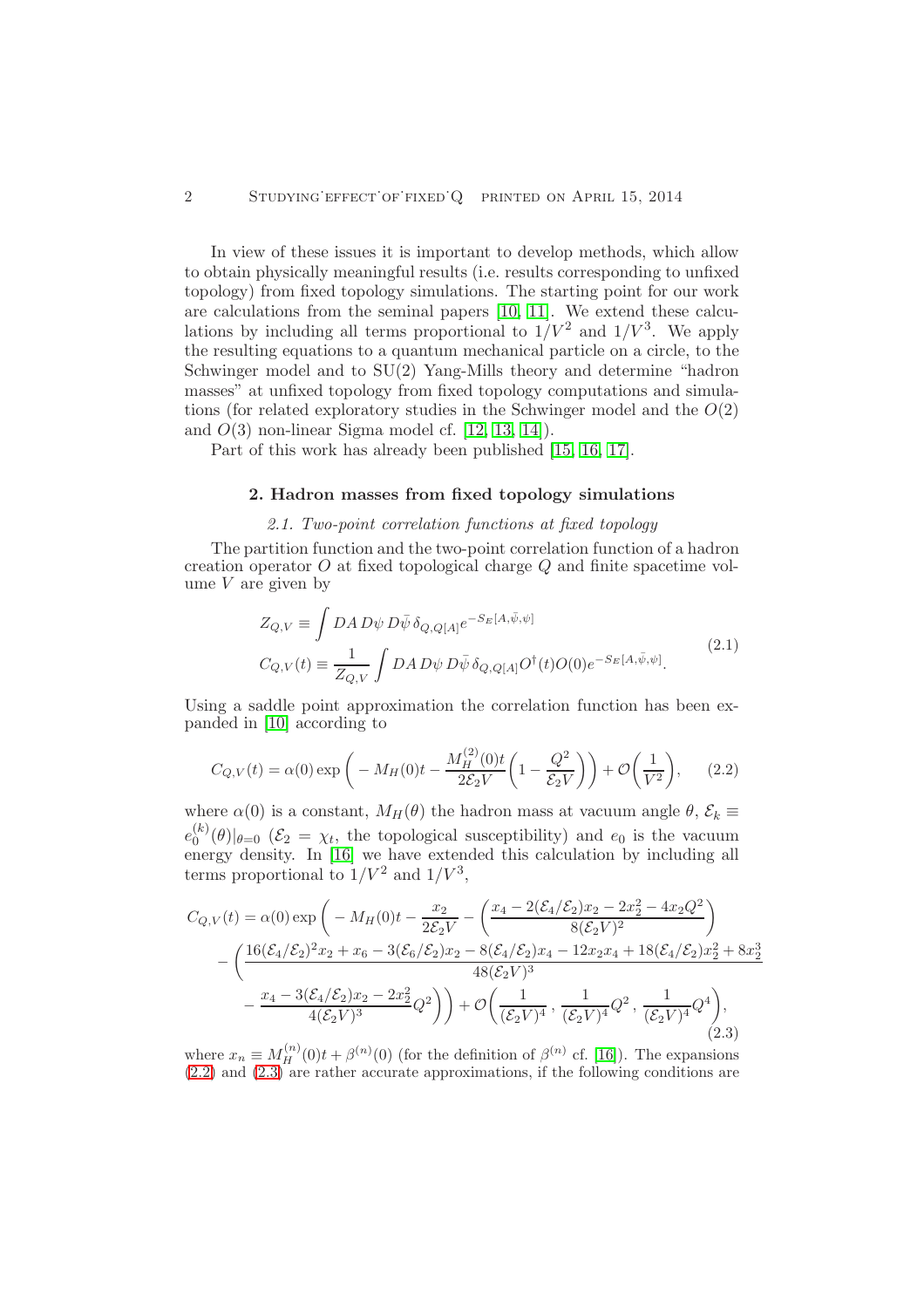In view of these issues it is important to develop methods, which allow to obtain physically meaningful results (i.e. results corresponding to unfixed topology) from fixed topology simulations. The starting point for our work are calculations from the seminal papers [10, 11]. We extend these calculations by including all terms proportional to $1/V^2$ and $1/V^3$. We apply the resulting equations to a quantum mechanical particle on a circle, to the Schwinger model and to SU(2) Yang-Mills theory and determine "hadron masses" at unfixed topology from fixed topology computations and simulations (for related exploratory studies in the Schwinger model and the $O(2)$ and $O(3)$ non-linear Sigma model cf. [12, 13, 14]).

Part of this work has already been published [15, 16, 17].

## 2. Hadron masses from fixed topology simulations

### 2.1. Two-point correlation functions at fixed topology

The partition function and the two-point correlation function of a hadron creation operator $O$ at fixed topological charge $Q$ and finite spacetime volume $V$ are given by

$$
\begin{aligned}
Z_{Q,V} &\equiv \int DA\, D\psi\, D\bar{\psi}\, \delta_{Q,Q[A]} e^{-S_E[A,\bar{\psi},\psi]} \\
C_{Q,V}(t) &\equiv \frac{1}{Z_{Q,V}} \int DA\, D\psi\, D\bar{\psi}\, \delta_{Q,Q[A]} O^\dagger(t) O(0) e^{-S_E[A,\bar{\psi},\psi]}.
\end{aligned}
\tag{2.1}
$$

Using a saddle point approximation the correlation function has been expanded in [10] according to

$$
C_{Q,V}(t) = \alpha(0) \exp\bigg( - M_H(0)t - \frac{M_H^{(2)}(0)t}{2\mathcal{E}_2 V}\bigg(1 - \frac{Q^2}{\mathcal{E}_2 V}\bigg)\bigg) + \mathcal{O}\bigg(\frac{1}{V^2}\bigg), \tag{2.2}
$$

where $\alpha(0)$ is a constant, $M_H(\theta)$ the hadron mass at vacuum angle $\theta$, $\mathcal{E}_k \equiv e_0^{(k)}(\theta)|_{\theta=0}$ ($\mathcal{E}_2 = \chi_t$, the topological susceptibility) and $e_0$ is the vacuum energy density. In [16] we have extended this calculation by including all terms proportional to $1/V^2$ and $1/V^3$,

$$
\begin{aligned}
C_{Q,V}(t) &= \alpha(0) \exp\bigg( - M_H(0)t - \frac{x_2}{2\mathcal{E}_2 V} - \bigg(\frac{x_4 - 2(\mathcal{E}_4/\mathcal{E}_2)x_2 - 2x_2^2 - 4x_2 Q^2}{8(\mathcal{E}_2 V)^2}\bigg) \\
&- \bigg(\frac{16(\mathcal{E}_4/\mathcal{E}_2)^2 x_2 + x_6 - 3(\mathcal{E}_6/\mathcal{E}_2)x_2 - 8(\mathcal{E}_4/\mathcal{E}_2)x_4 - 12x_2x_4 + 18(\mathcal{E}_4/\mathcal{E}_2)x_2^2 + 8x_2^3}{48(\mathcal{E}_2 V)^3} \\
&- \frac{x_4 - 3(\mathcal{E}_4/\mathcal{E}_2)x_2 - 2x_2^2}{4(\mathcal{E}_2 V)^3} Q^2\bigg)\bigg) + \mathcal{O}\bigg(\frac{1}{(\mathcal{E}_2 V)^4}\,,\, \frac{1}{(\mathcal{E}_2 V)^4}Q^2\,,\, \frac{1}{(\mathcal{E}_2 V)^4}Q^4\bigg),
\end{aligned}
\tag{2.3}
$$

where $x_n \equiv M_H^{(n)}(0)t + \beta^{(n)}(0)$ (for the definition of $\beta^{(n)}$ cf. [16]). The expansions (2.2) and (2.3) are rather accurate approximations, if the following conditions are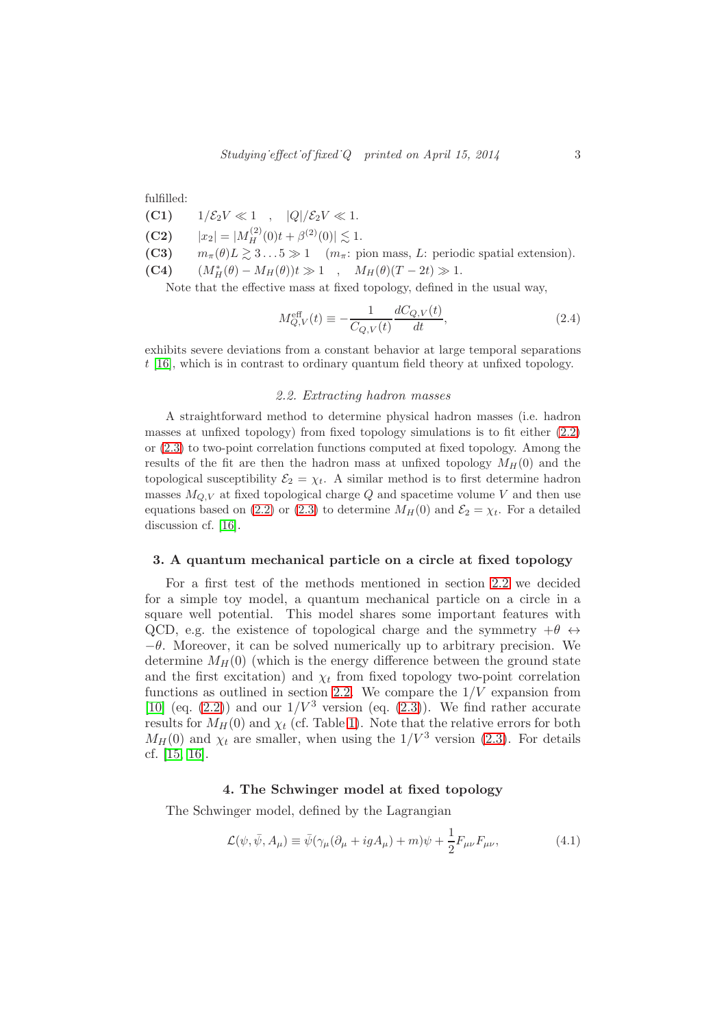fulfilled:

**(C1)** $1/\mathcal{E}_2 V \ll 1$ , $|Q|/\mathcal{E}_2 V \ll 1$.

**(C2)** $|x_2| = |M_H^{(2)}(0)t + \beta^{(2)}(0)| \lesssim 1$.

**(C3)** $m_\pi(\theta)L \gtrsim 3\ldots5 \gg 1$ ($m_\pi$: pion mass, $L$: periodic spatial extension).

**(C4)** $(M_H^*(\theta) - M_H(\theta))t \gg 1$ , $M_H(\theta)(T-2t) \gg 1$.

Note that the effective mass at fixed topology, defined in the usual way,

$$M_{Q,V}^{\text{eff}}(t) \equiv -\frac{1}{C_{Q,V}(t)}\frac{dC_{Q,V}(t)}{dt}, \tag{2.4}$$

exhibits severe deviations from a constant behavior at large temporal separations $t$ [16], which is in contrast to ordinary quantum field theory at unfixed topology.

### 2.2. Extracting hadron masses

A straightforward method to determine physical hadron masses (i.e. hadron masses at unfixed topology) from fixed topology simulations is to fit either (2.2) or (2.3) to two-point correlation functions computed at fixed topology. Among the results of the fit are then the hadron mass at unfixed topology $M_H(0)$ and the topological susceptibility $\mathcal{E}_2 = \chi_t$. A similar method is to first determine hadron masses $M_{Q,V}$ at fixed topological charge $Q$ and spacetime volume $V$ and then use equations based on (2.2) or (2.3) to determine $M_H(0)$ and $\mathcal{E}_2 = \chi_t$. For a detailed discussion cf. [16].

## 3. A quantum mechanical particle on a circle at fixed topology

For a first test of the methods mentioned in section 2.2 we decided for a simple toy model, a quantum mechanical particle on a circle in a square well potential. This model shares some important features with QCD, e.g. the existence of topological charge and the symmetry $+\theta \leftrightarrow -\theta$. Moreover, it can be solved numerically up to arbitrary precision. We determine $M_H(0)$ (which is the energy difference between the ground state and the first excitation) and $\chi_t$ from fixed topology two-point correlation functions as outlined in section 2.2. We compare the $1/V$ expansion from [10] (eq. (2.2)) and our $1/V^3$ version (eq. (2.3)). We find rather accurate results for $M_H(0)$ and $\chi_t$ (cf. Table 1). Note that the relative errors for both $M_H(0)$ and $\chi_t$ are smaller, when using the $1/V^3$ version (2.3). For details cf. [15, 16].

## 4. The Schwinger model at fixed topology

The Schwinger model, defined by the Lagrangian

$$\mathcal{L}(\psi, \bar{\psi}, A_\mu) \equiv \bar{\psi}(\gamma_\mu(\partial_\mu + igA_\mu) + m)\psi + \frac{1}{2}F_{\mu\nu}F_{\mu\nu}, \tag{4.1}$$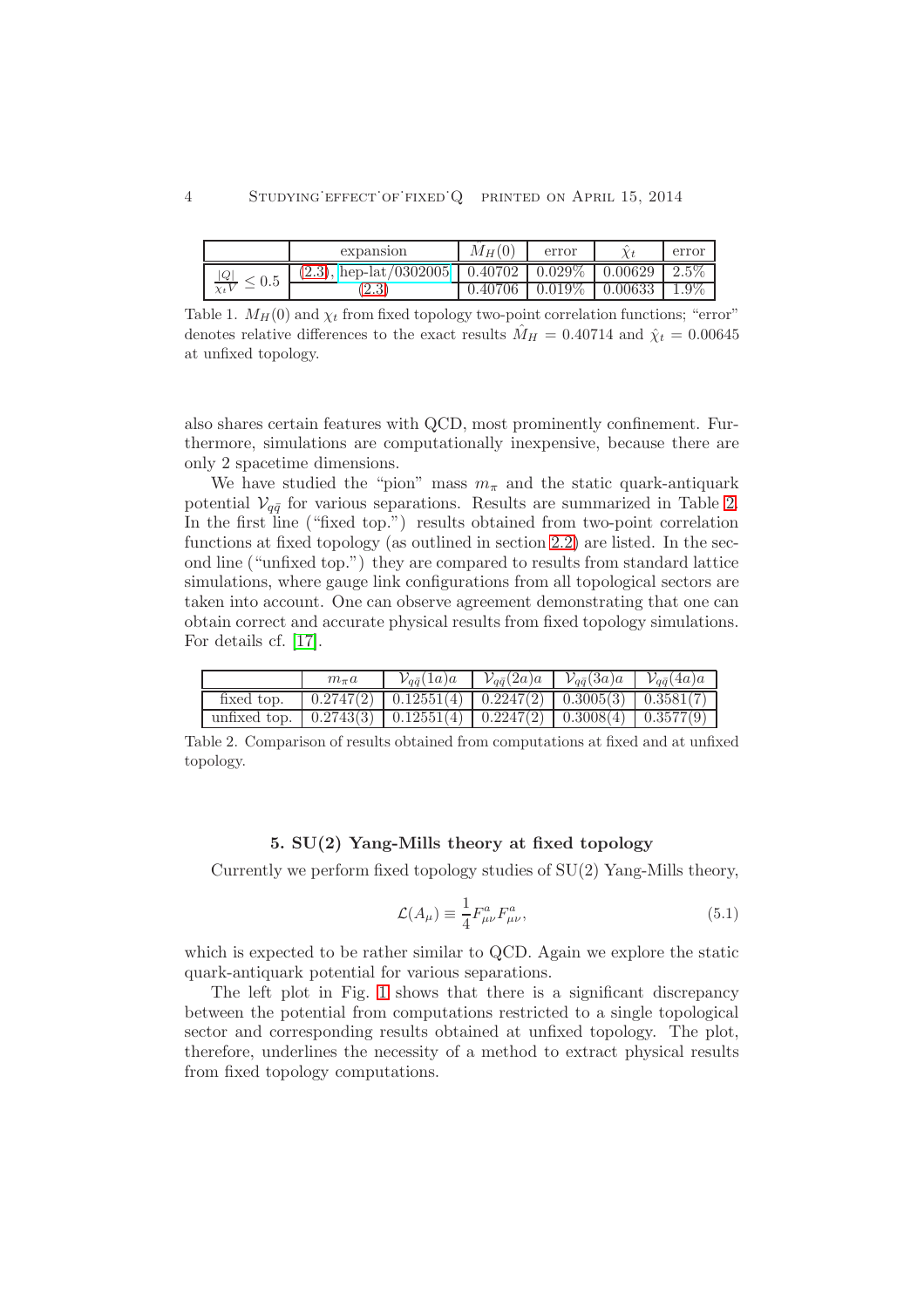|  | expansion | $\hat{M}_H(0)$ | error | $\hat{\chi}_t$ | error |
|---|---|---|---|---|---|
| $\frac{\lvert Q \rvert}{\chi_t V} \leq 0.5$ | (2.3), hep-lat/0302005 | 0.40702 | 0.029% | 0.00629 | 2.5% |
|  | (2.3) | 0.40706 | 0.019% | 0.00633 | 1.9% |

Table 1. $M_H(0)$ and $\chi_t$ from fixed topology two-point correlation functions; "error" denotes relative differences to the exact results $\hat{M}_H = 0.40714$ and $\hat{\chi}_t = 0.00645$ at unfixed topology.

also shares certain features with QCD, most prominently confinement. Furthermore, simulations are computationally inexpensive, because there are only 2 spacetime dimensions.

We have studied the "pion" mass $m_\pi$ and the static quark-antiquark potential $\mathcal{V}_{q\bar{q}}$ for various separations. Results are summarized in Table 2. In the first line ("fixed top.") results obtained from two-point correlation functions at fixed topology (as outlined in section 2.2) are listed. In the second line ("unfixed top.") they are compared to results from standard lattice simulations, where gauge link configurations from all topological sectors are taken into account. One can observe agreement demonstrating that one can obtain correct and accurate physical results from fixed topology simulations. For details cf. [17].

|  | $m_\pi a$ | $\mathcal{V}_{q\bar{q}}(1a)a$ | $\mathcal{V}_{q\bar{q}}(2a)a$ | $\mathcal{V}_{q\bar{q}}(3a)a$ | $\mathcal{V}_{q\bar{q}}(4a)a$ |
|---|---|---|---|---|---|
| fixed top. | 0.2747(2) | 0.12551(4) | 0.2247(2) | 0.3005(3) | 0.3581(7) |
| unfixed top. | 0.2743(3) | 0.12551(4) | 0.2247(2) | 0.3008(4) | 0.3577(9) |

Table 2. Comparison of results obtained from computations at fixed and at unfixed topology.

## 5. SU(2) Yang-Mills theory at fixed topology

Currently we perform fixed topology studies of SU(2) Yang-Mills theory,

$$\mathcal{L}(A_\mu) \equiv \frac{1}{4} F^a_{\mu\nu} F^a_{\mu\nu}, \tag{5.1}$$

which is expected to be rather similar to QCD. Again we explore the static quark-antiquark potential for various separations.

The left plot in Fig. 1 shows that there is a significant discrepancy between the potential from computations restricted to a single topological sector and corresponding results obtained at unfixed topology. The plot, therefore, underlines the necessity of a method to extract physical results from fixed topology computations.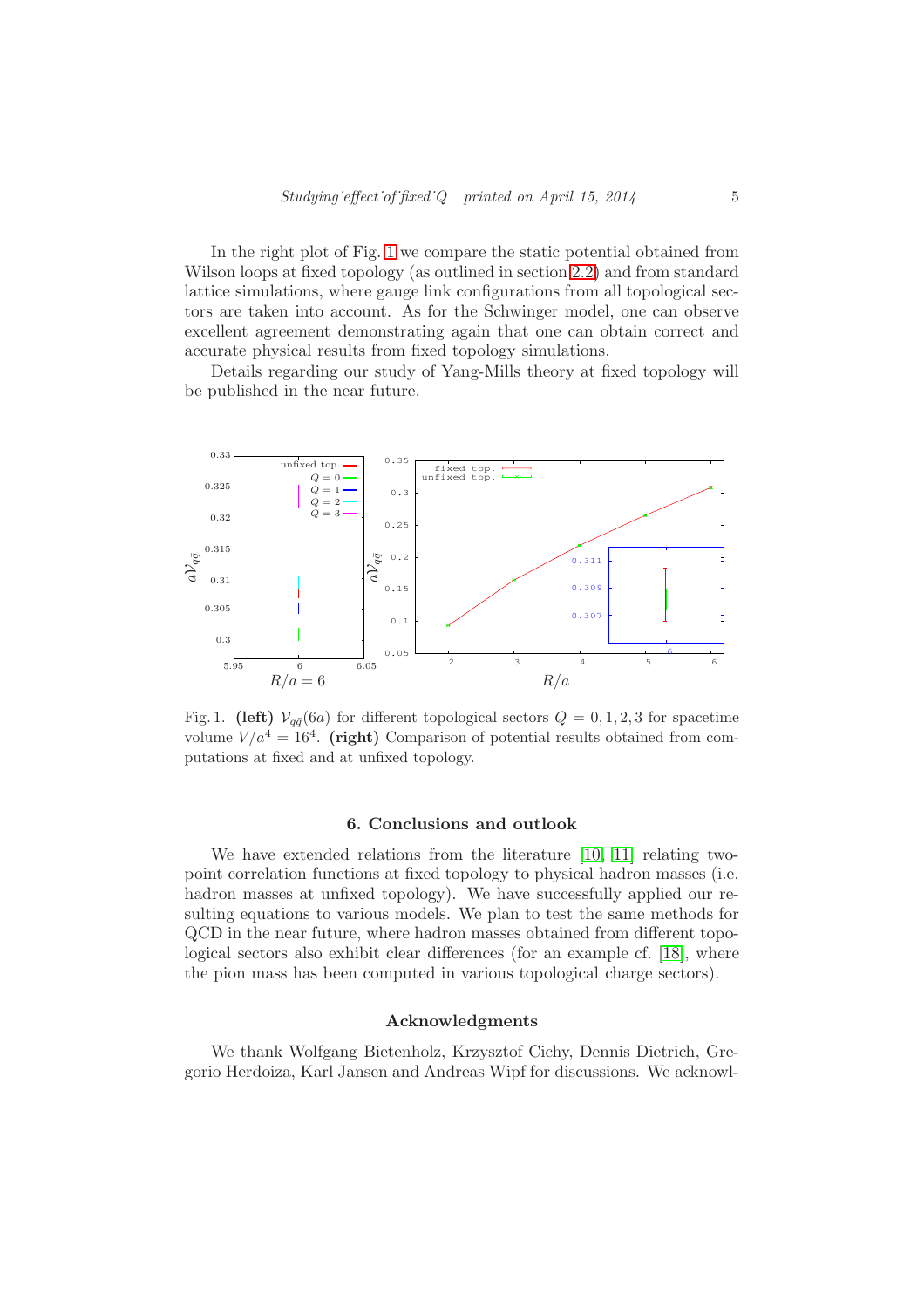In the right plot of Fig. 1 we compare the static potential obtained from Wilson loops at fixed topology (as outlined in section 2.2) and from standard lattice simulations, where gauge link configurations from all topological sectors are taken into account. As for the Schwinger model, one can observe excellent agreement demonstrating again that one can obtain correct and accurate physical results from fixed topology simulations.

Details regarding our study of Yang-Mills theory at fixed topology will be published in the near future.

Fig. 1. **(left)** $\mathcal{V}_{q\bar{q}}(6a)$ for different topological sectors $Q = 0, 1, 2, 3$ for spacetime volume $V/a^4 = 16^4$. **(right)** Comparison of potential results obtained from computations at fixed and at unfixed topology.

## 6. Conclusions and outlook

We have extended relations from the literature [10, 11] relating two-point correlation functions at fixed topology to physical hadron masses (i.e. hadron masses at unfixed topology). We have successfully applied our resulting equations to various models. We plan to test the same methods for QCD in the near future, where hadron masses obtained from different topological sectors also exhibit clear differences (for an example cf. [18], where the pion mass has been computed in various topological charge sectors).

## Acknowledgments

We thank Wolfgang Bietenholz, Krzysztof Cichy, Dennis Dietrich, Gregorio Herdoiza, Karl Jansen and Andreas Wipf for discussions. We acknowl-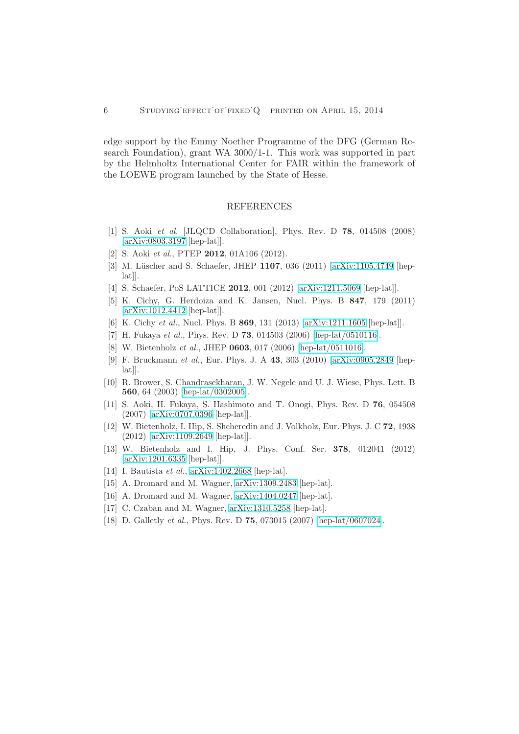edge support by the Emmy Noether Programme of the DFG (German Research Foundation), grant WA 3000/1-1. This work was supported in part by the Helmholtz International Center for FAIR within the framework of the LOEWE program launched by the State of Hesse.

## REFERENCES

[1] S. Aoki *et al.* [JLQCD Collaboration], Phys. Rev. D **78**, 014508 (2008) [arXiv:0803.3197 [hep-lat]].

[2] S. Aoki *et al.*, PTEP **2012**, 01A106 (2012).

[3] M. Lüscher and S. Schaefer, JHEP **1107**, 036 (2011) [arXiv:1105.4749 [hep-lat]].

[4] S. Schaefer, PoS LATTICE **2012**, 001 (2012) [arXiv:1211.5069 [hep-lat]].

[5] K. Cichy, G. Herdoiza and K. Jansen, Nucl. Phys. B **847**, 179 (2011) [arXiv:1012.4412 [hep-lat]].

[6] K. Cichy *et al.*, Nucl. Phys. B **869**, 131 (2013) [arXiv:1211.1605 [hep-lat]].

[7] H. Fukaya *et al.*, Phys. Rev. D **73**, 014503 (2006) [hep-lat/0510116].

[8] W. Bietenholz *et al.*, JHEP **0603**, 017 (2006) [hep-lat/0511016].

[9] F. Bruckmann *et al.*, Eur. Phys. J. A **43**, 303 (2010) [arXiv:0905.2849 [hep-lat]].

[10] R. Brower, S. Chandrasekharan, J. W. Negele and U. J. Wiese, Phys. Lett. B **560**, 64 (2003) [hep-lat/0302005].

[11] S. Aoki, H. Fukaya, S. Hashimoto and T. Onogi, Phys. Rev. D **76**, 054508 (2007) [arXiv:0707.0396 [hep-lat]].

[12] W. Bietenholz, I. Hip, S. Shcheredin and J. Volkholz, Eur. Phys. J. C **72**, 1938 (2012) [arXiv:1109.2649 [hep-lat]].

[13] W. Bietenholz and I. Hip, J. Phys. Conf. Ser. **378**, 012041 (2012) [arXiv:1201.6335 [hep-lat]].

[14] I. Bautista *et al.*, arXiv:1402.2668 [hep-lat].

[15] A. Dromard and M. Wagner, arXiv:1309.2483 [hep-lat].

[16] A. Dromard and M. Wagner, arXiv:1404.0247 [hep-lat].

[17] C. Czaban and M. Wagner, arXiv:1310.5258 [hep-lat].

[18] D. Galletly *et al.*, Phys. Rev. D **75**, 073015 (2007) [hep-lat/0607024].